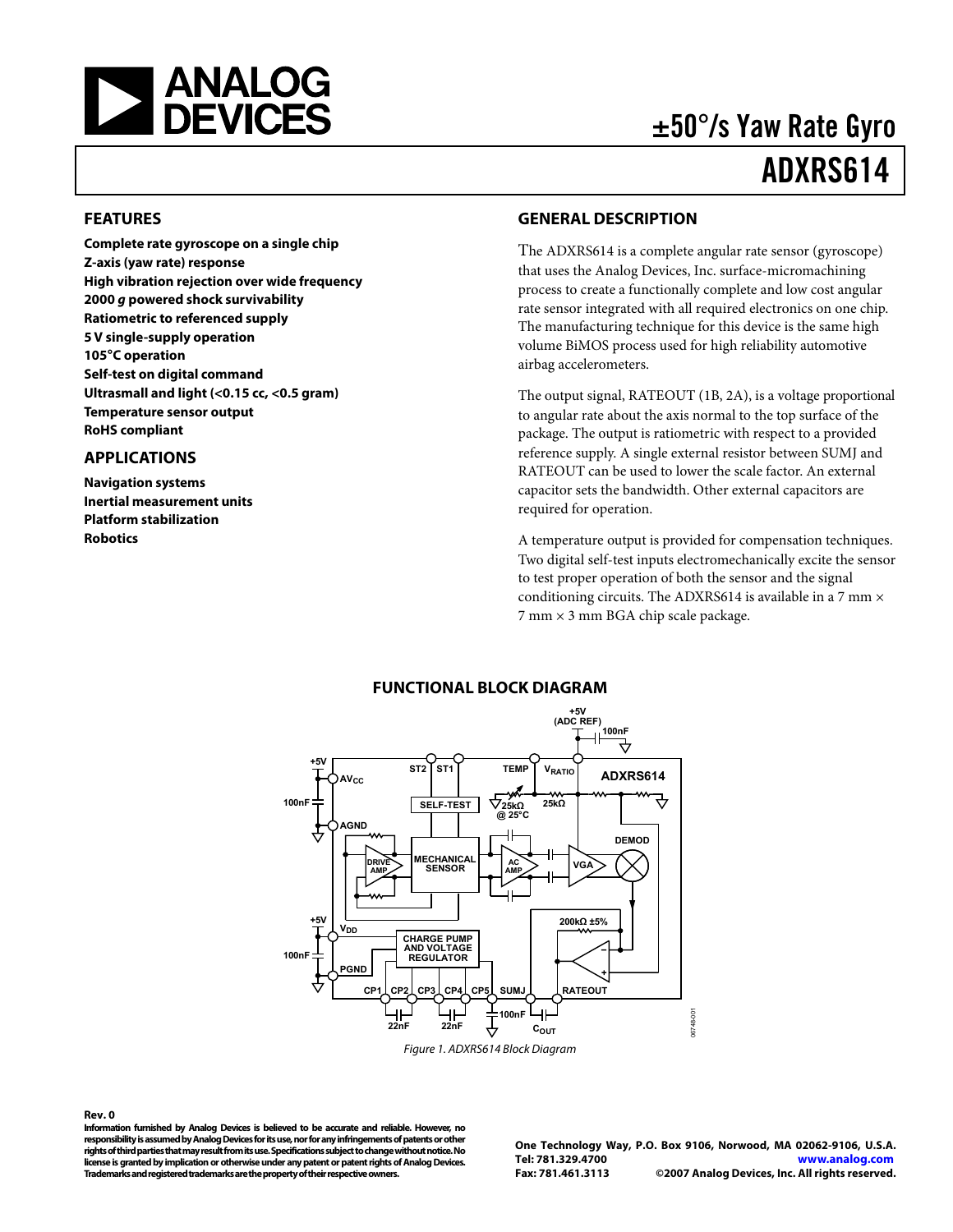# ±50°/s Yaw Rate Gyro

# ADXRS614

## FEATURES

**Complete rate gyroscope on a single chip**
**Z-axis (yaw rate) response**
**High vibration rejection over wide frequency**
**2000 *g* powered shock survivability**
**Ratiometric to referenced supply**
**5 V single-supply operation**
**105°C operation**
**Self-test on digital command**
**Ultrasmall and light (<0.15 cc, <0.5 gram)**
**Temperature sensor output**
**RoHS compliant**

## APPLICATIONS

**Navigation systems**
**Inertial measurement units**
**Platform stabilization**
**Robotics**

## GENERAL DESCRIPTION

The ADXRS614 is a complete angular rate sensor (gyroscope) that uses the Analog Devices, Inc. surface-micromachining process to create a functionally complete and low cost angular rate sensor integrated with all required electronics on one chip. The manufacturing technique for this device is the same high volume BiMOS process used for high reliability automotive airbag accelerometers.

The output signal, RATEOUT (1B, 2A), is a voltage proportional to angular rate about the axis normal to the top surface of the package. The output is ratiometric with respect to a provided reference supply. A single external resistor between SUMJ and RATEOUT can be used to lower the scale factor. An external capacitor sets the bandwidth. Other external capacitors are required for operation.

A temperature output is provided for compensation techniques. Two digital self-test inputs electromechanically excite the sensor to test proper operation of both the sensor and the signal conditioning circuits. The ADXRS614 is available in a 7 mm × 7 mm × 3 mm BGA chip scale package.

## FUNCTIONAL BLOCK DIAGRAM

Figure 1. ADXRS614 Block Diagram

**Rev. 0**

**Information furnished by Analog Devices is believed to be accurate and reliable. However, no responsibility is assumed by Analog Devices for its use, nor for any infringements of patents or other rights of third parties that may result from its use. Specifications subject to change without notice. No license is granted by implication or otherwise under any patent or patent rights of Analog Devices. Trademarks and registered trademarks are the property of their respective owners.**

**One Technology Way, P.O. Box 9106, Norwood, MA 02062-9106, U.S.A.**
**Tel: 781.329.4700 www.analog.com**
**Fax: 781.461.3113 ©2007 Analog Devices, Inc. All rights reserved.**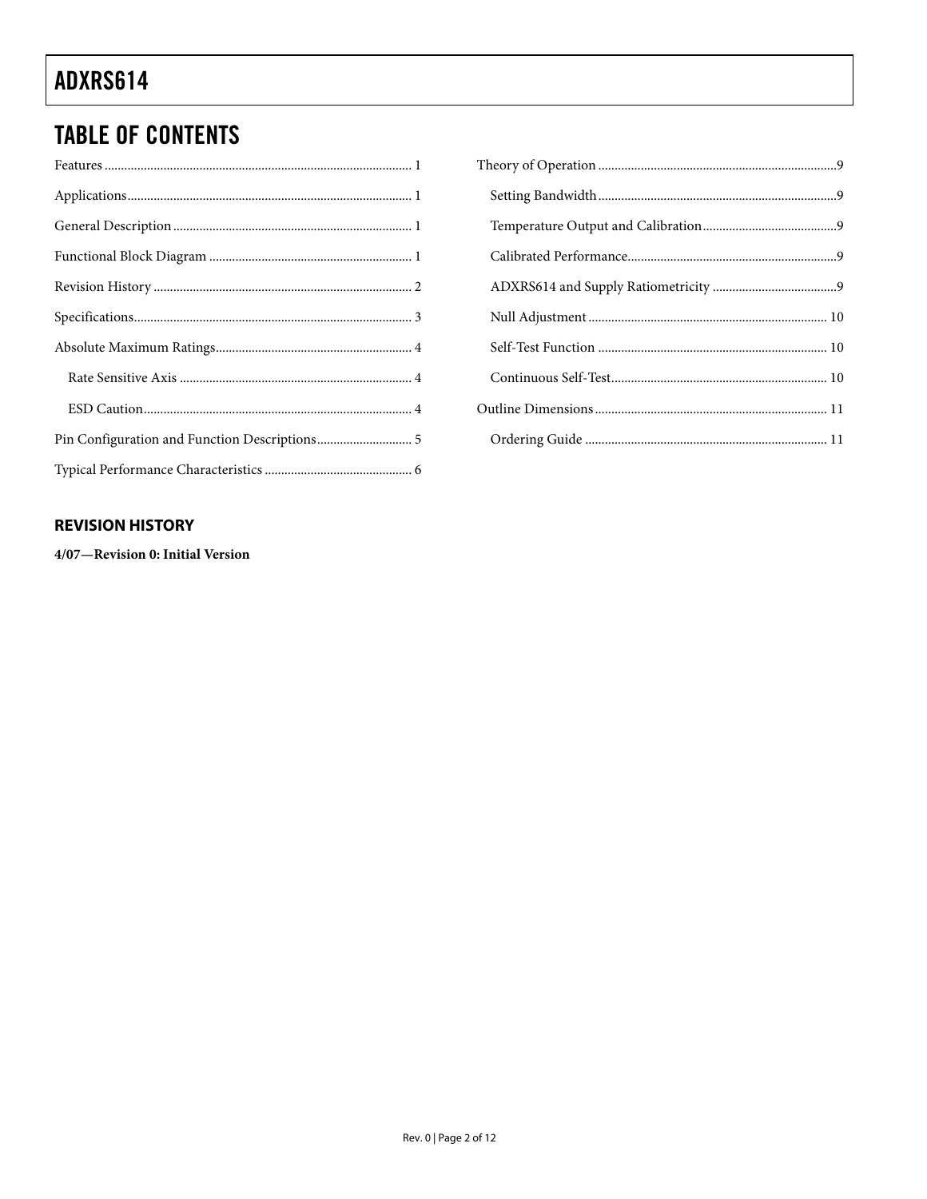## TABLE OF CONTENTS

Features ... 1
Applications ... 1
General Description ... 1
Functional Block Diagram ... 1
Revision History ... 2
Specifications ... 3
Absolute Maximum Ratings ... 4
  Rate Sensitive Axis ... 4
  ESD Caution ... 4
Pin Configuration and Function Descriptions ... 5
Typical Performance Characteristics ... 6
Theory of Operation ... 9
  Setting Bandwidth ... 9
  Temperature Output and Calibration ... 9
  Calibrated Performance ... 9
  ADXRS614 and Supply Ratiometricity ... 9
  Null Adjustment ... 10
  Self-Test Function ... 10
  Continuous Self-Test ... 10
Outline Dimensions ... 11
  Ordering Guide ... 11

### REVISION HISTORY

**4/07—Revision 0: Initial Version**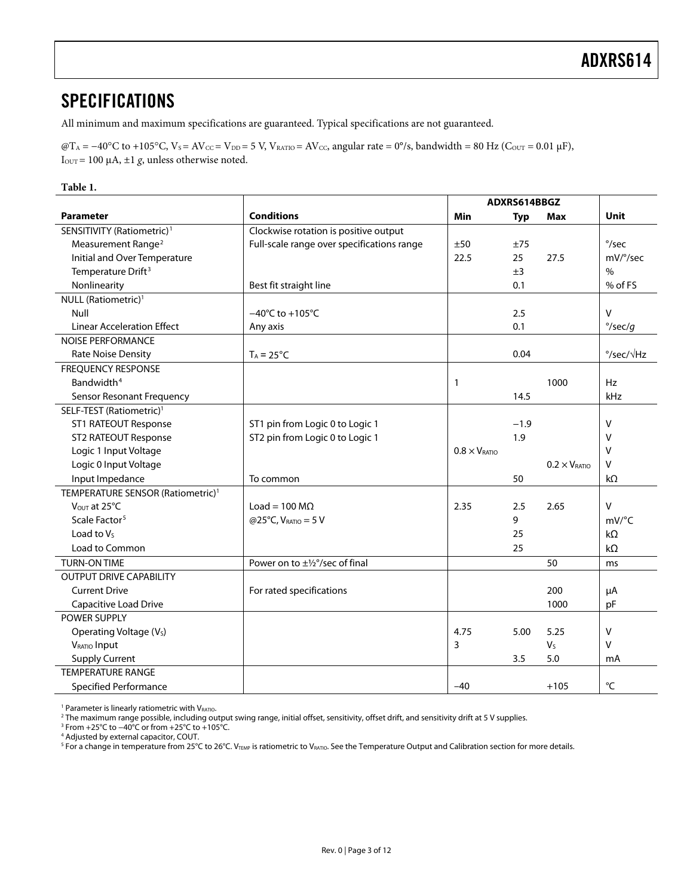## SPECIFICATIONS

All minimum and maximum specifications are guaranteed. Typical specifications are not guaranteed.

@$T_A$ = −40°C to +105°C, $V_S$ = $AV_{CC}$ = $V_{DD}$ = 5 V, $V_{RATIO}$ = $AV_{CC}$, angular rate = 0°/s, bandwidth = 80 Hz ($C_{OUT}$ = 0.01 μF), $I_{OUT}$ = 100 μA, ±1 *g*, unless otherwise noted.

**Table 1.**

| Parameter | Conditions | ADXRS614BBGZ | | | Unit |
|---|---|---|---|---|---|
| | | Min | Typ | Max | |
| SENSITIVITY (Ratiometric)[1] | Clockwise rotation is positive output | | | | |
| Measurement Range[2] | Full-scale range over specifications range | ±50 | ±75 | | °/sec |
| Initial and Over Temperature | | 22.5 | 25 | 27.5 | mV/°/sec |
| Temperature Drift[3] | | | ±3 | | % |
| Nonlinearity | Best fit straight line | | 0.1 | | % of FS |
| NULL (Ratiometric)[1] | | | | | |
| Null | −40°C to +105°C | | 2.5 | | V |
| Linear Acceleration Effect | Any axis | | 0.1 | | °/sec/*g* |
| NOISE PERFORMANCE | | | | | |
| Rate Noise Density | $T_A$ = 25°C | | 0.04 | | °/sec/√Hz |
| FREQUENCY RESPONSE | | | | | |
| Bandwidth[4] | | 1 | | 1000 | Hz |
| Sensor Resonant Frequency | | | 14.5 | | kHz |
| SELF-TEST (Ratiometric)[1] | | | | | |
| ST1 RATEOUT Response | ST1 pin from Logic 0 to Logic 1 | | −1.9 | | V |
| ST2 RATEOUT Response | ST2 pin from Logic 0 to Logic 1 | | 1.9 | | V |
| Logic 1 Input Voltage | | 0.8 × $V_{RATIO}$ | | | V |
| Logic 0 Input Voltage | | | | 0.2 × $V_{RATIO}$ | V |
| Input Impedance | To common | | 50 | | kΩ |
| TEMPERATURE SENSOR (Ratiometric)[1] | | | | | |
| $V_{OUT}$ at 25°C | Load = 100 MΩ | 2.35 | 2.5 | 2.65 | V |
| Scale Factor[5] | @25°C, $V_{RATIO}$ = 5 V | | 9 | | mV/°C |
| Load to $V_S$ | | | 25 | | kΩ |
| Load to Common | | | 25 | | kΩ |
| TURN-ON TIME | Power on to ±½°/sec of final | | | 50 | ms |
| OUTPUT DRIVE CAPABILITY | | | | | |
| Current Drive | For rated specifications | | | 200 | μA |
| Capacitive Load Drive | | | | 1000 | pF |
| POWER SUPPLY | | | | | |
| Operating Voltage ($V_S$) | | 4.75 | 5.00 | 5.25 | V |
| $V_{RATIO}$ Input | | 3 | | $V_S$ | V |
| Supply Current | | | 3.5 | 5.0 | mA |
| TEMPERATURE RANGE | | | | | |
| Specified Performance | | −40 | | +105 | °C |

[1] Parameter is linearly ratiometric with $V_{RATIO}$.
[2] The maximum range possible, including output swing range, initial offset, sensitivity, offset drift, and sensitivity drift at 5 V supplies.
[3] From +25°C to −40°C or from +25°C to +105°C.
[4] Adjusted by external capacitor, COUT.
[5] For a change in temperature from 25°C to 26°C. $V_{TEMP}$ is ratiometric to $V_{RATIO}$. See the Temperature Output and Calibration section for more details.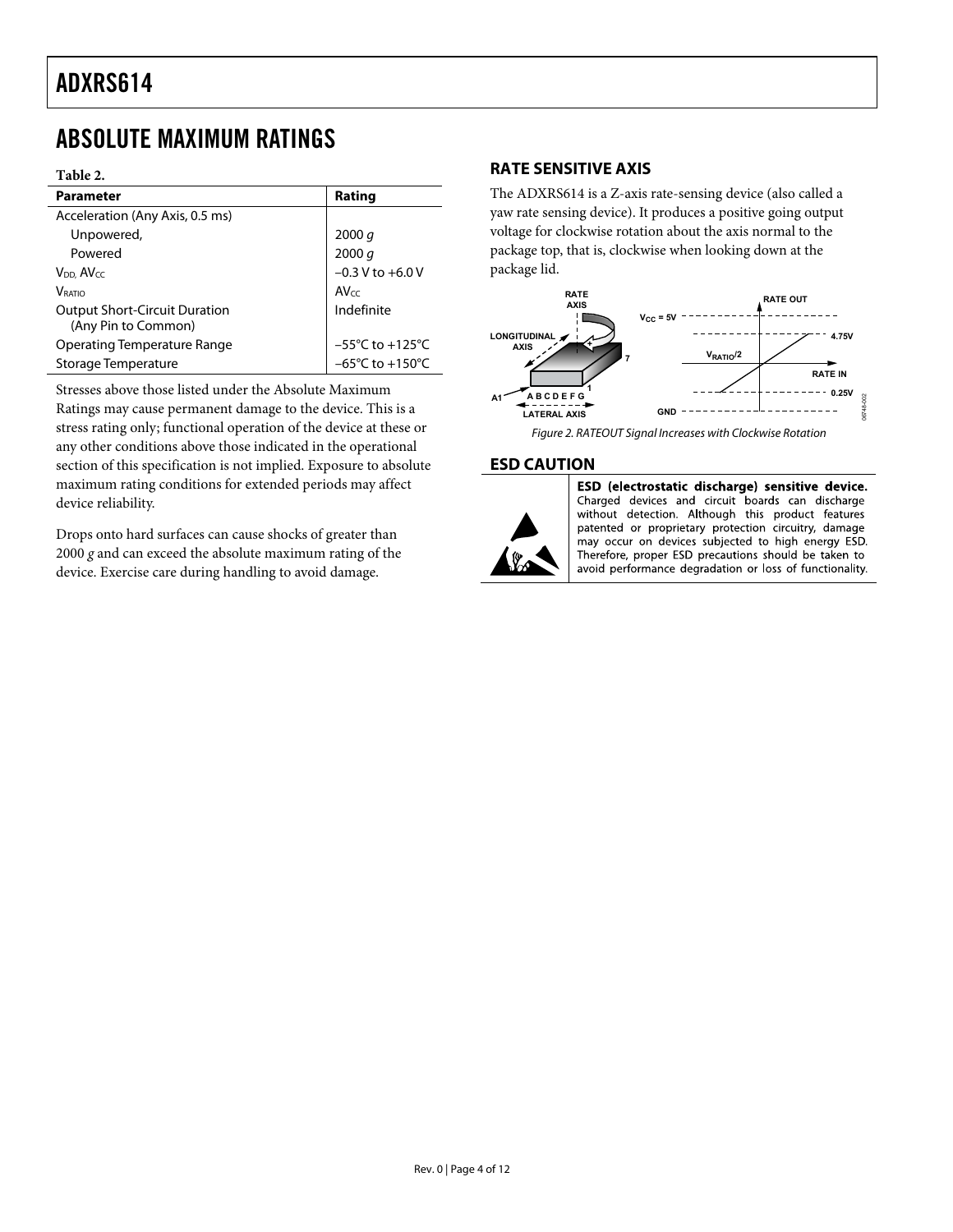# ABSOLUTE MAXIMUM RATINGS

**Table 2.**

| Parameter | Rating |
|---|---|
| Acceleration (Any Axis, 0.5 ms) | |
| Unpowered, | 2000 *g* |
| Powered | 2000 *g* |
| $V_{DD}$, $AV_{CC}$ | −0.3 V to +6.0 V |
| $V_{RATIO}$ | $AV_{CC}$ |
| Output Short-Circuit Duration (Any Pin to Common) | Indefinite |
| Operating Temperature Range | −55°C to +125°C |
| Storage Temperature | −65°C to +150°C |

Stresses above those listed under the Absolute Maximum Ratings may cause permanent damage to the device. This is a stress rating only; functional operation of the device at these or any other conditions above those indicated in the operational section of this specification is not implied. Exposure to absolute maximum rating conditions for extended periods may affect device reliability.

Drops onto hard surfaces can cause shocks of greater than 2000 *g* and can exceed the absolute maximum rating of the device. Exercise care during handling to avoid damage.

## RATE SENSITIVE AXIS

The ADXRS614 is a Z-axis rate-sensing device (also called a yaw rate sensing device). It produces a positive going output voltage for clockwise rotation about the axis normal to the package top, that is, clockwise when looking down at the package lid.

*Figure 2. RATEOUT Signal Increases with Clockwise Rotation*

## ESD CAUTION

**ESD (electrostatic discharge) sensitive device.** Charged devices and circuit boards can discharge without detection. Although this product features patented or proprietary protection circuitry, damage may occur on devices subjected to high energy ESD. Therefore, proper ESD precautions should be taken to avoid performance degradation or loss of functionality.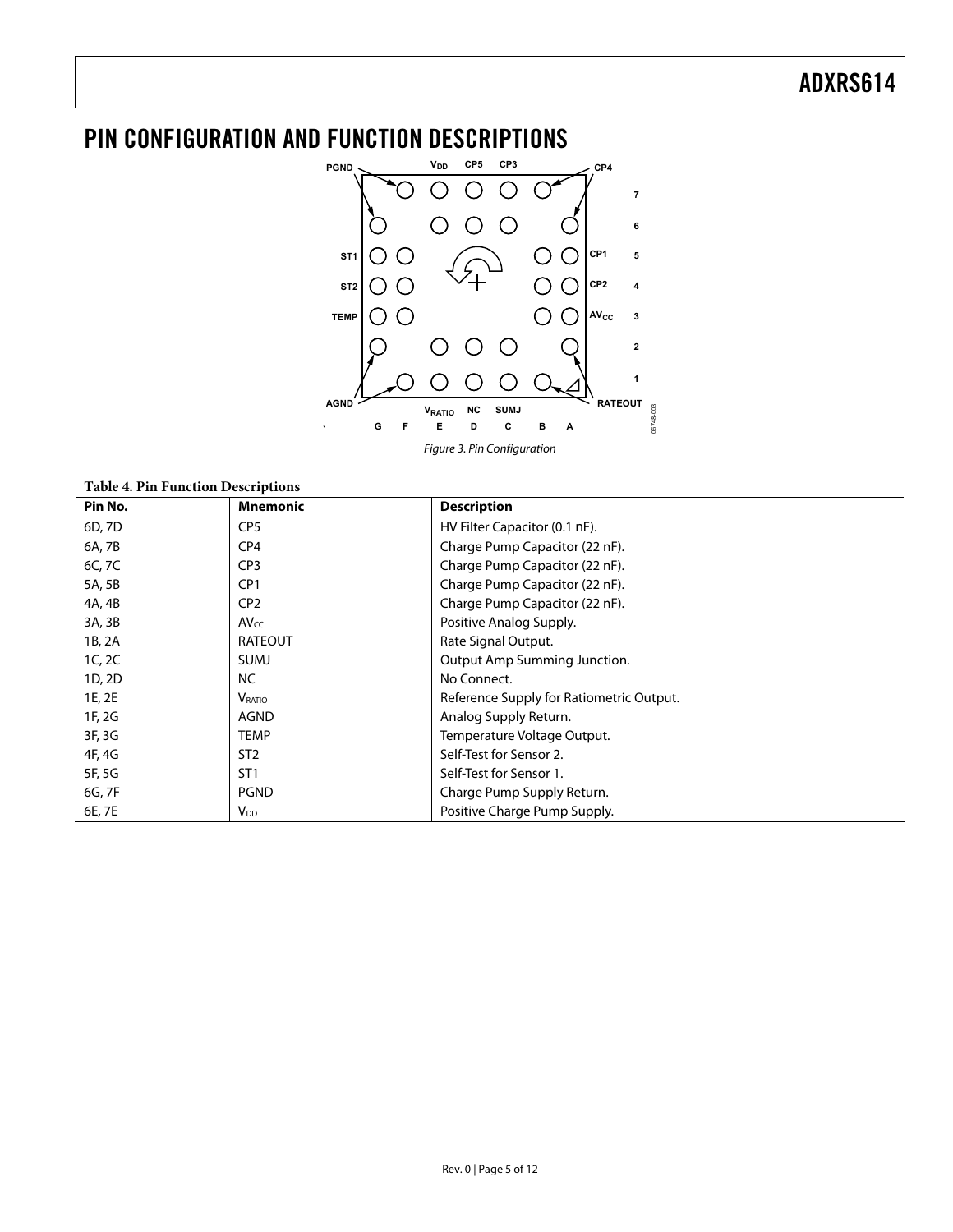# PIN CONFIGURATION AND FUNCTION DESCRIPTIONS

Figure 3. Pin Configuration

**Table 4. Pin Function Descriptions**

| Pin No. | Mnemonic | Description |
|---|---|---|
| 6D, 7D | CP5 | HV Filter Capacitor (0.1 nF). |
| 6A, 7B | CP4 | Charge Pump Capacitor (22 nF). |
| 6C, 7C | CP3 | Charge Pump Capacitor (22 nF). |
| 5A, 5B | CP1 | Charge Pump Capacitor (22 nF). |
| 4A, 4B | CP2 | Charge Pump Capacitor (22 nF). |
| 3A, 3B | $AV_{CC}$ | Positive Analog Supply. |
| 1B, 2A | RATEOUT | Rate Signal Output. |
| 1C, 2C | SUMJ | Output Amp Summing Junction. |
| 1D, 2D | NC | No Connect. |
| 1E, 2E | $V_{RATIO}$ | Reference Supply for Ratiometric Output. |
| 1F, 2G | AGND | Analog Supply Return. |
| 3F, 3G | TEMP | Temperature Voltage Output. |
| 4F, 4G | ST2 | Self-Test for Sensor 2. |
| 5F, 5G | ST1 | Self-Test for Sensor 1. |
| 6G, 7F | PGND | Charge Pump Supply Return. |
| 6E, 7E | $V_{DD}$ | Positive Charge Pump Supply. |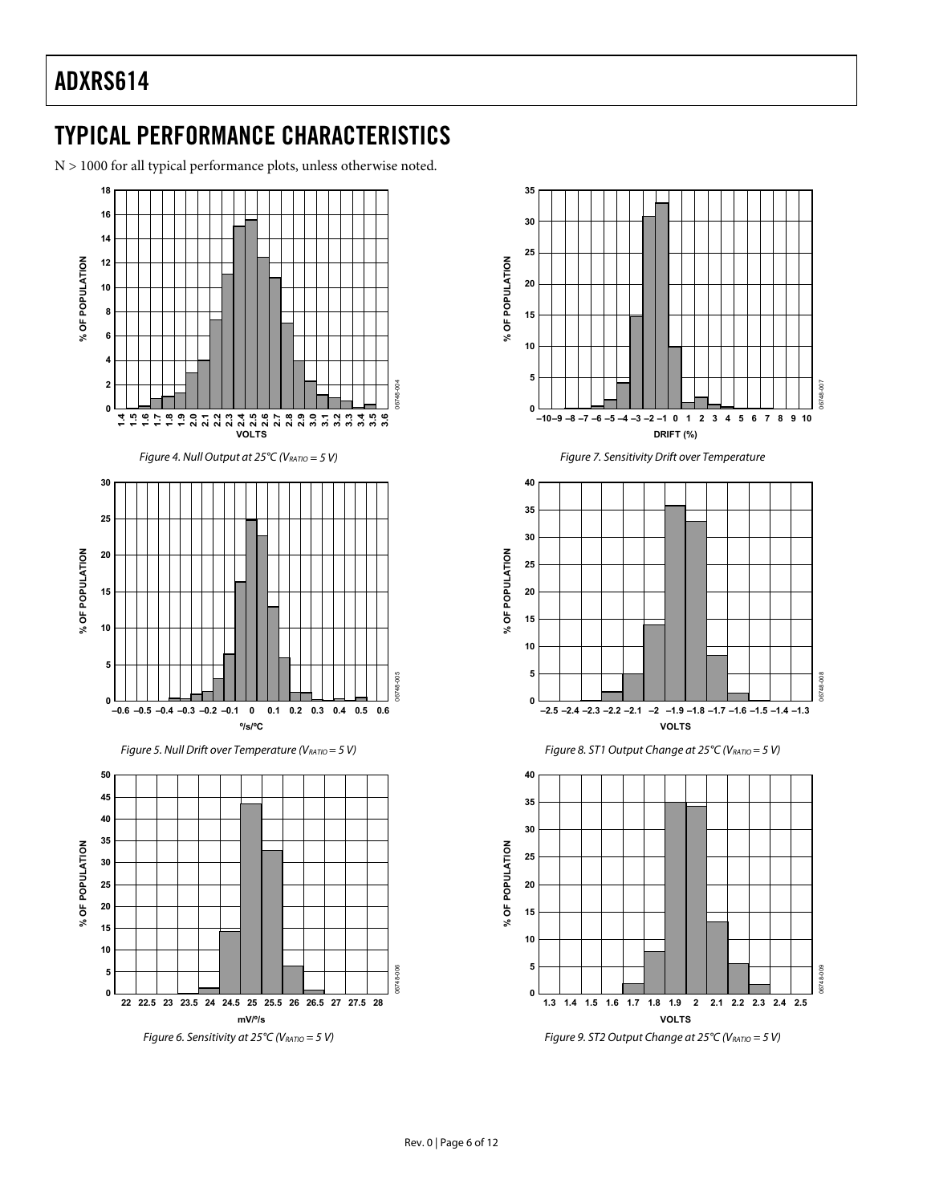## TYPICAL PERFORMANCE CHARACTERISTICS

N > 1000 for all typical performance plots, unless otherwise noted.

*Figure 4. Null Output at 25°C ($V_{RATIO}$ = 5 V)*

*Figure 5. Null Drift over Temperature ($V_{RATIO}$ = 5 V)*

*Figure 6. Sensitivity at 25°C ($V_{RATIO}$ = 5 V)*

*Figure 7. Sensitivity Drift over Temperature*

*Figure 8. ST1 Output Change at 25°C ($V_{RATIO}$ = 5 V)*

*Figure 9. ST2 Output Change at 25°C ($V_{RATIO}$ = 5 V)*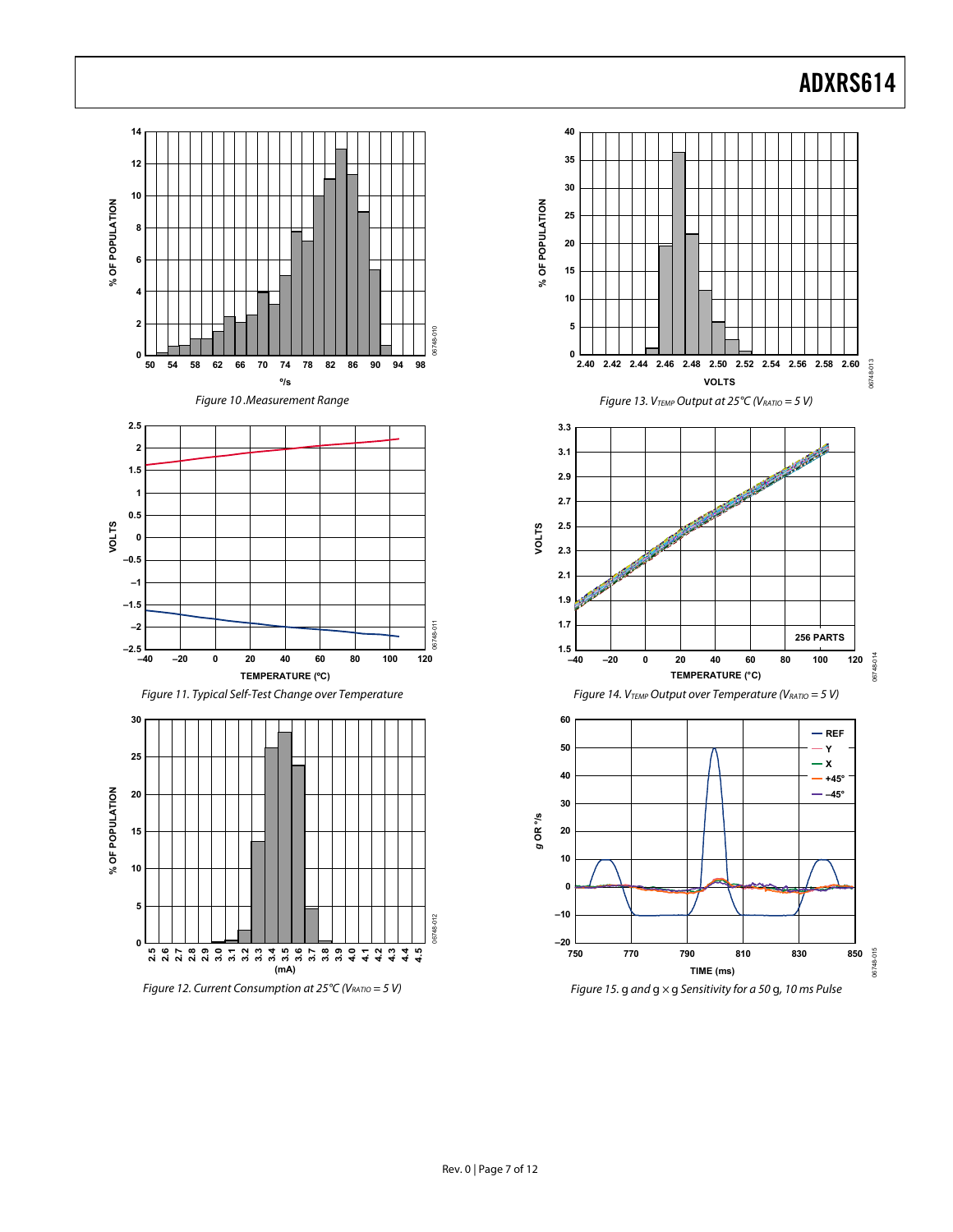Figure 10 .Measurement Range

Figure 11. Typical Self-Test Change over Temperature

Figure 12. Current Consumption at 25°C ($V_{RATIO}$ = 5 V)

Figure 13. $V_{TEMP}$ Output at 25°C ($V_{RATIO}$ = 5 V)

Figure 14. $V_{TEMP}$ Output over Temperature ($V_{RATIO}$ = 5 V)

Figure 15. g and g × g Sensitivity for a 50 g, 10 ms Pulse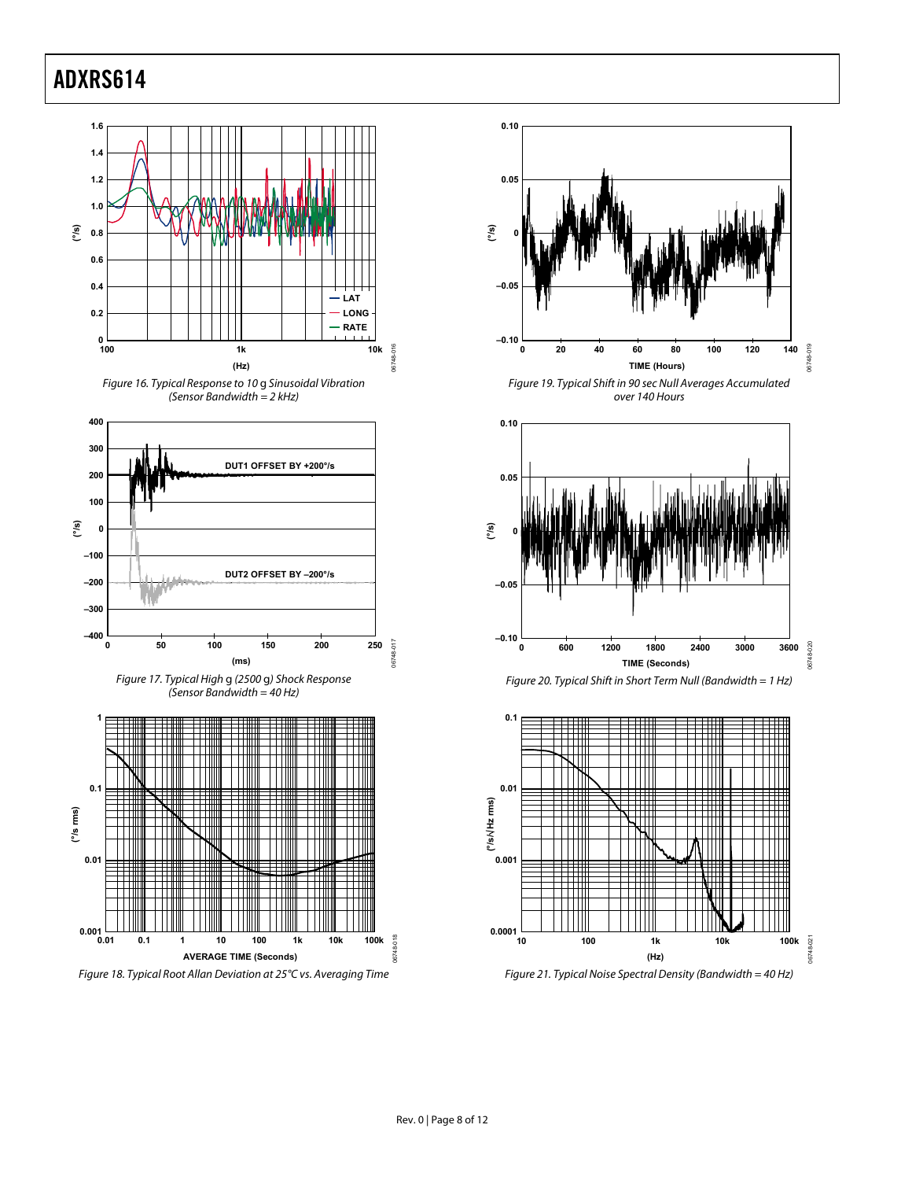Figure 16. Typical Response to 10 g Sinusoidal Vibration (Sensor Bandwidth = 2 kHz)

Figure 17. Typical High g (2500 g) Shock Response (Sensor Bandwidth = 40 Hz)

Figure 18. Typical Root Allan Deviation at 25°C vs. Averaging Time

Figure 19. Typical Shift in 90 sec Null Averages Accumulated over 140 Hours

Figure 20. Typical Shift in Short Term Null (Bandwidth = 1 Hz)

Figure 21. Typical Noise Spectral Density (Bandwidth = 40 Hz)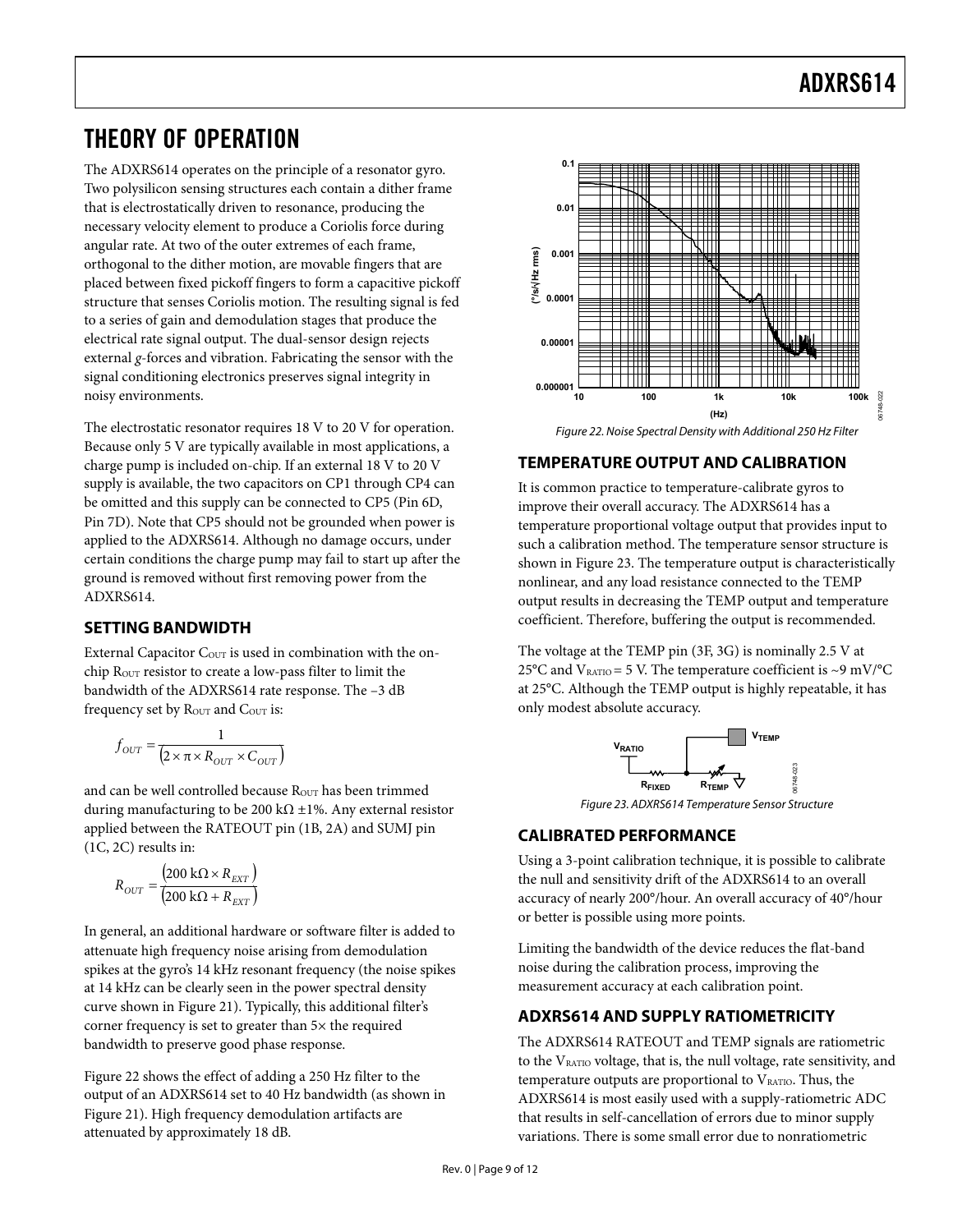# THEORY OF OPERATION

The ADXRS614 operates on the principle of a resonator gyro. Two polysilicon sensing structures each contain a dither frame that is electrostatically driven to resonance, producing the necessary velocity element to produce a Coriolis force during angular rate. At two of the outer extremes of each frame, orthogonal to the dither motion, are movable fingers that are placed between fixed pickoff fingers to form a capacitive pickoff structure that senses Coriolis motion. The resulting signal is fed to a series of gain and demodulation stages that produce the electrical rate signal output. The dual-sensor design rejects external *g*-forces and vibration. Fabricating the sensor with the signal conditioning electronics preserves signal integrity in noisy environments.

The electrostatic resonator requires 18 V to 20 V for operation. Because only 5 V are typically available in most applications, a charge pump is included on-chip. If an external 18 V to 20 V supply is available, the two capacitors on CP1 through CP4 can be omitted and this supply can be connected to CP5 (Pin 6D, Pin 7D). Note that CP5 should not be grounded when power is applied to the ADXRS614. Although no damage occurs, under certain conditions the charge pump may fail to start up after the ground is removed without first removing power from the ADXRS614.

## SETTING BANDWIDTH

External Capacitor $C_{OUT}$ is used in combination with the on-chip $R_{OUT}$ resistor to create a low-pass filter to limit the bandwidth of the ADXRS614 rate response. The −3 dB frequency set by $R_{OUT}$ and $C_{OUT}$ is:

$$f_{OUT} = \frac{1}{\left(2 \times \pi \times R_{OUT} \times C_{OUT}\right)}$$

and can be well controlled because $R_{OUT}$ has been trimmed during manufacturing to be 200 kΩ ±1%. Any external resistor applied between the RATEOUT pin (1B, 2A) and SUMJ pin (1C, 2C) results in:

$$R_{OUT} = \frac{\left(200\ \text{k}\Omega \times R_{EXT}\right)}{\left(200\ \text{k}\Omega + R_{EXT}\right)}$$

In general, an additional hardware or software filter is added to attenuate high frequency noise arising from demodulation spikes at the gyro's 14 kHz resonant frequency (the noise spikes at 14 kHz can be clearly seen in the power spectral density curve shown in Figure 21). Typically, this additional filter's corner frequency is set to greater than 5× the required bandwidth to preserve good phase response.

Figure 22 shows the effect of adding a 250 Hz filter to the output of an ADXRS614 set to 40 Hz bandwidth (as shown in Figure 21). High frequency demodulation artifacts are attenuated by approximately 18 dB.

Figure 22. Noise Spectral Density with Additional 250 Hz Filter

## TEMPERATURE OUTPUT AND CALIBRATION

It is common practice to temperature-calibrate gyros to improve their overall accuracy. The ADXRS614 has a temperature proportional voltage output that provides input to such a calibration method. The temperature sensor structure is shown in Figure 23. The temperature output is characteristically nonlinear, and any load resistance connected to the TEMP output results in decreasing the TEMP output and temperature coefficient. Therefore, buffering the output is recommended.

The voltage at the TEMP pin (3F, 3G) is nominally 2.5 V at 25°C and $V_{RATIO}$ = 5 V. The temperature coefficient is ~9 mV/°C at 25°C. Although the TEMP output is highly repeatable, it has only modest absolute accuracy.

Figure 23. ADXRS614 Temperature Sensor Structure

## CALIBRATED PERFORMANCE

Using a 3-point calibration technique, it is possible to calibrate the null and sensitivity drift of the ADXRS614 to an overall accuracy of nearly 200°/hour. An overall accuracy of 40°/hour or better is possible using more points.

Limiting the bandwidth of the device reduces the flat-band noise during the calibration process, improving the measurement accuracy at each calibration point.

## ADXRS614 AND SUPPLY RATIOMETRICITY

The ADXRS614 RATEOUT and TEMP signals are ratiometric to the $V_{RATIO}$ voltage, that is, the null voltage, rate sensitivity, and temperature outputs are proportional to $V_{RATIO}$. Thus, the ADXRS614 is most easily used with a supply-ratiometric ADC that results in self-cancellation of errors due to minor supply variations. There is some small error due to nonratiometric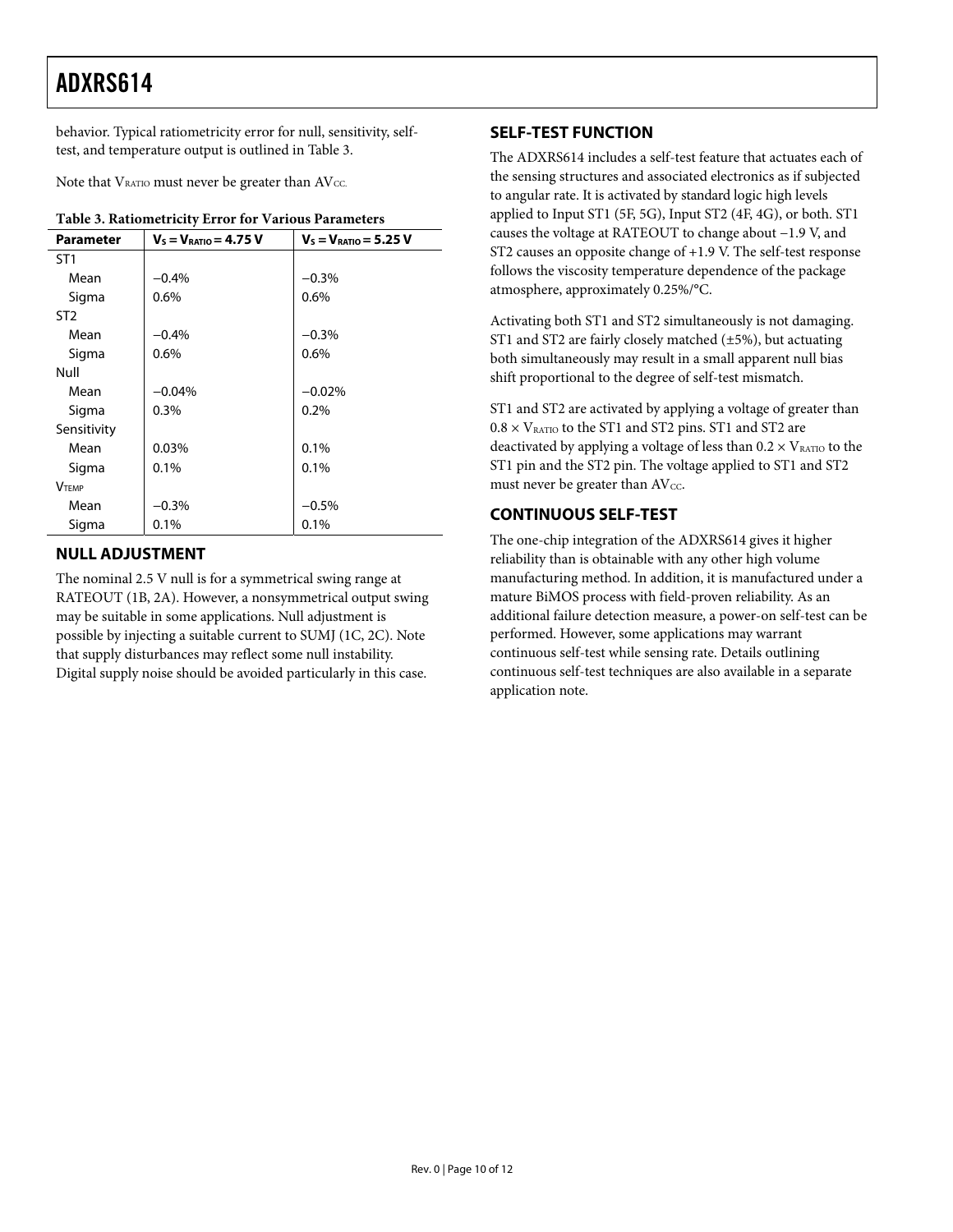behavior. Typical ratiometricity error for null, sensitivity, self-test, and temperature output is outlined in Table 3.

Note that $V_{RATIO}$ must never be greater than $AV_{CC}$.

**Table 3. Ratiometricity Error for Various Parameters**

| Parameter | $V_S = V_{RATIO} = 4.75$ V | $V_S = V_{RATIO} = 5.25$ V |
|---|---|---|
| ST1 | | |
| Mean | −0.4% | −0.3% |
| Sigma | 0.6% | 0.6% |
| ST2 | | |
| Mean | −0.4% | −0.3% |
| Sigma | 0.6% | 0.6% |
| Null | | |
| Mean | −0.04% | −0.02% |
| Sigma | 0.3% | 0.2% |
| Sensitivity | | |
| Mean | 0.03% | 0.1% |
| Sigma | 0.1% | 0.1% |
| $V_{TEMP}$ | | |
| Mean | −0.3% | −0.5% |
| Sigma | 0.1% | 0.1% |

## NULL ADJUSTMENT

The nominal 2.5 V null is for a symmetrical swing range at RATEOUT (1B, 2A). However, a nonsymmetrical output swing may be suitable in some applications. Null adjustment is possible by injecting a suitable current to SUMJ (1C, 2C). Note that supply disturbances may reflect some null instability. Digital supply noise should be avoided particularly in this case.

## SELF-TEST FUNCTION

The ADXRS614 includes a self-test feature that actuates each of the sensing structures and associated electronics as if subjected to angular rate. It is activated by standard logic high levels applied to Input ST1 (5F, 5G), Input ST2 (4F, 4G), or both. ST1 causes the voltage at RATEOUT to change about −1.9 V, and ST2 causes an opposite change of +1.9 V. The self-test response follows the viscosity temperature dependence of the package atmosphere, approximately 0.25%/°C.

Activating both ST1 and ST2 simultaneously is not damaging. ST1 and ST2 are fairly closely matched (±5%), but actuating both simultaneously may result in a small apparent null bias shift proportional to the degree of self-test mismatch.

ST1 and ST2 are activated by applying a voltage of greater than $0.8 \times V_{RATIO}$ to the ST1 and ST2 pins. ST1 and ST2 are deactivated by applying a voltage of less than $0.2 \times V_{RATIO}$ to the ST1 pin and the ST2 pin. The voltage applied to ST1 and ST2 must never be greater than $AV_{CC}$.

## CONTINUOUS SELF-TEST

The one-chip integration of the ADXRS614 gives it higher reliability than is obtainable with any other high volume manufacturing method. In addition, it is manufactured under a mature BiMOS process with field-proven reliability. As an additional failure detection measure, a power-on self-test can be performed. However, some applications may warrant continuous self-test while sensing rate. Details outlining continuous self-test techniques are also available in a separate application note.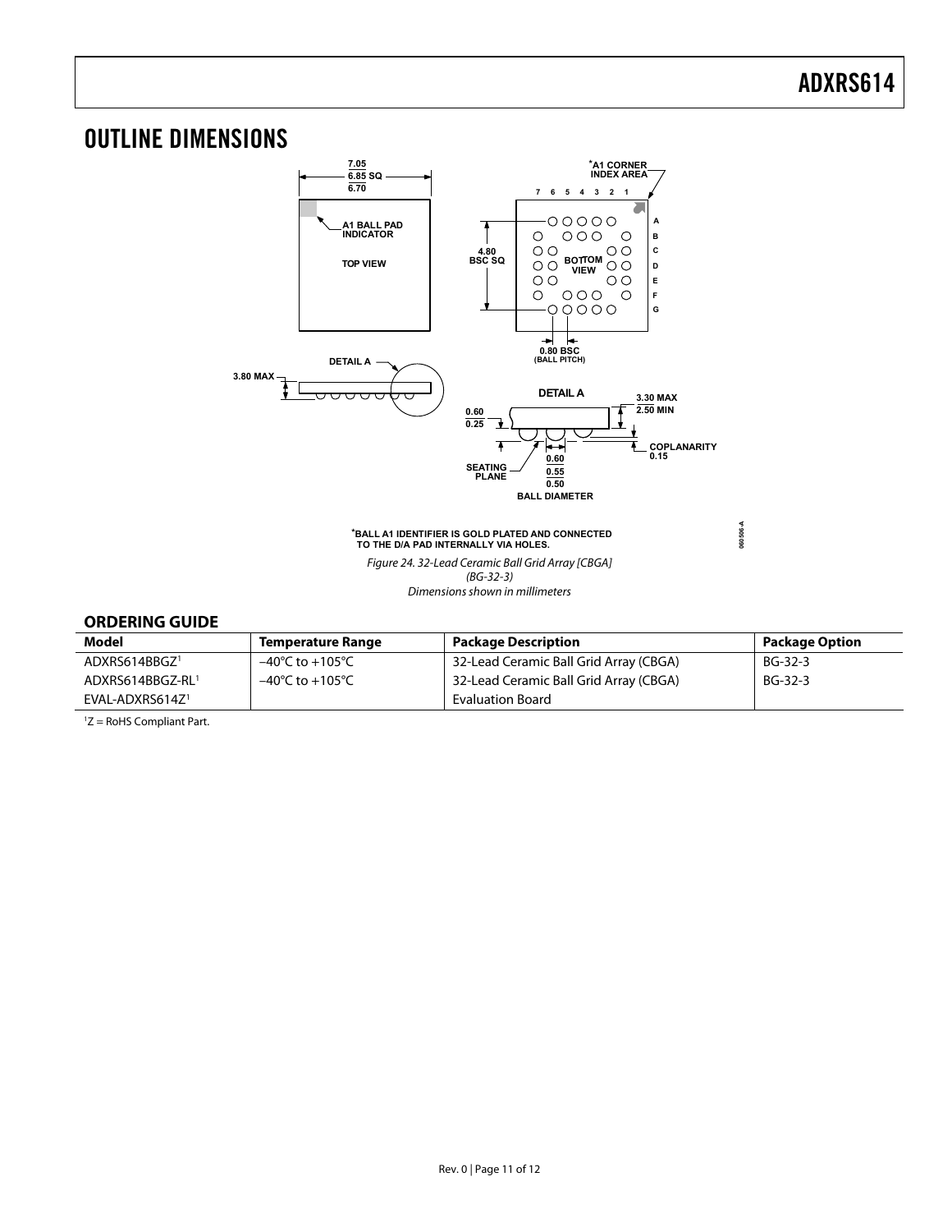# OUTLINE DIMENSIONS

Figure 24. 32-Lead Ceramic Ball Grid Array [CBGA]
(BG-32-3)
Dimensions shown in millimeters

## ORDERING GUIDE

| Model | Temperature Range | Package Description | Package Option |
|---|---|---|---|
| ADXRS614BBGZ[1] | −40°C to +105°C | 32-Lead Ceramic Ball Grid Array (CBGA) | BG-32-3 |
| ADXRS614BBGZ-RL[1] | −40°C to +105°C | 32-Lead Ceramic Ball Grid Array (CBGA) | BG-32-3 |
| EVAL-ADXRS614Z[1] | | Evaluation Board | |

[1] Z = RoHS Compliant Part.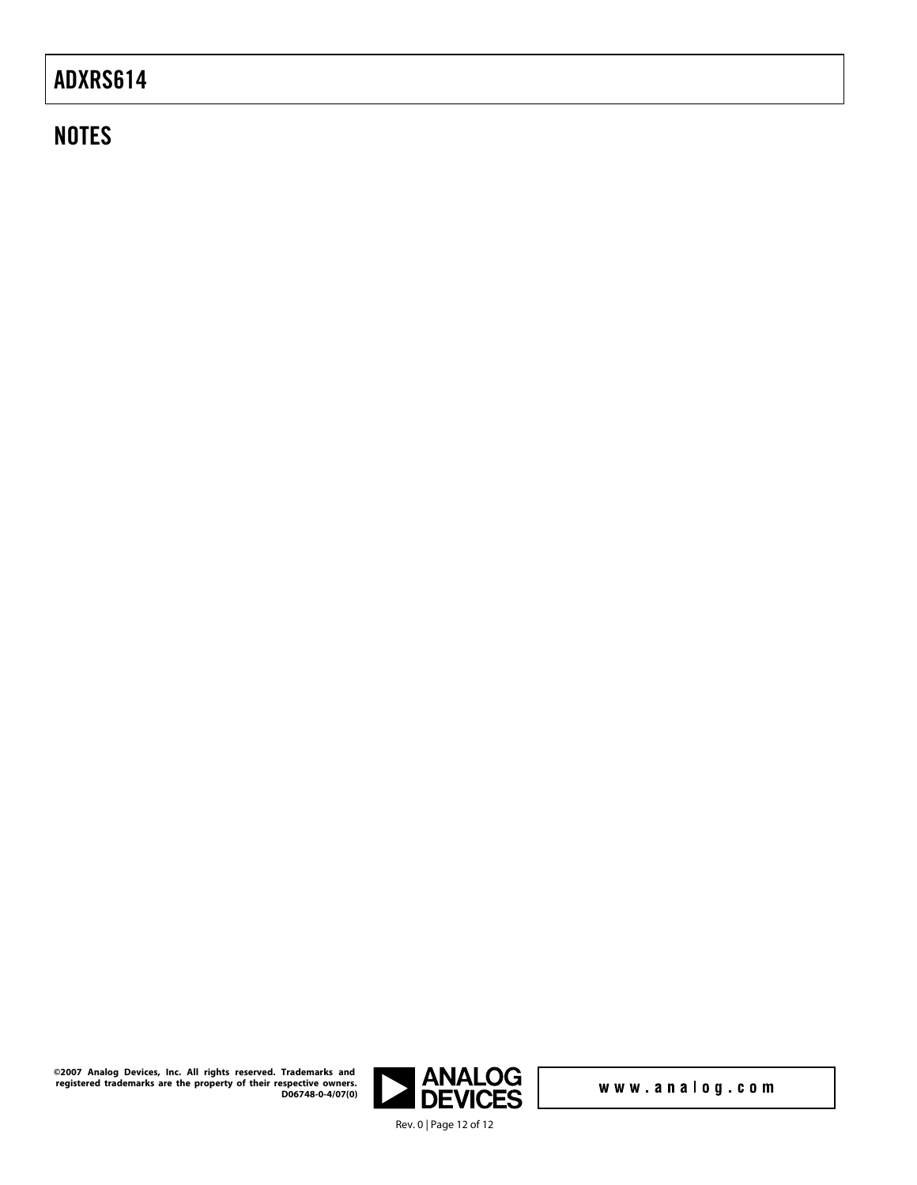## NOTES

©2007 Analog Devices, Inc. All rights reserved. Trademarks and registered trademarks are the property of their respective owners.
D06748-0-4/07(0)

www.analog.com